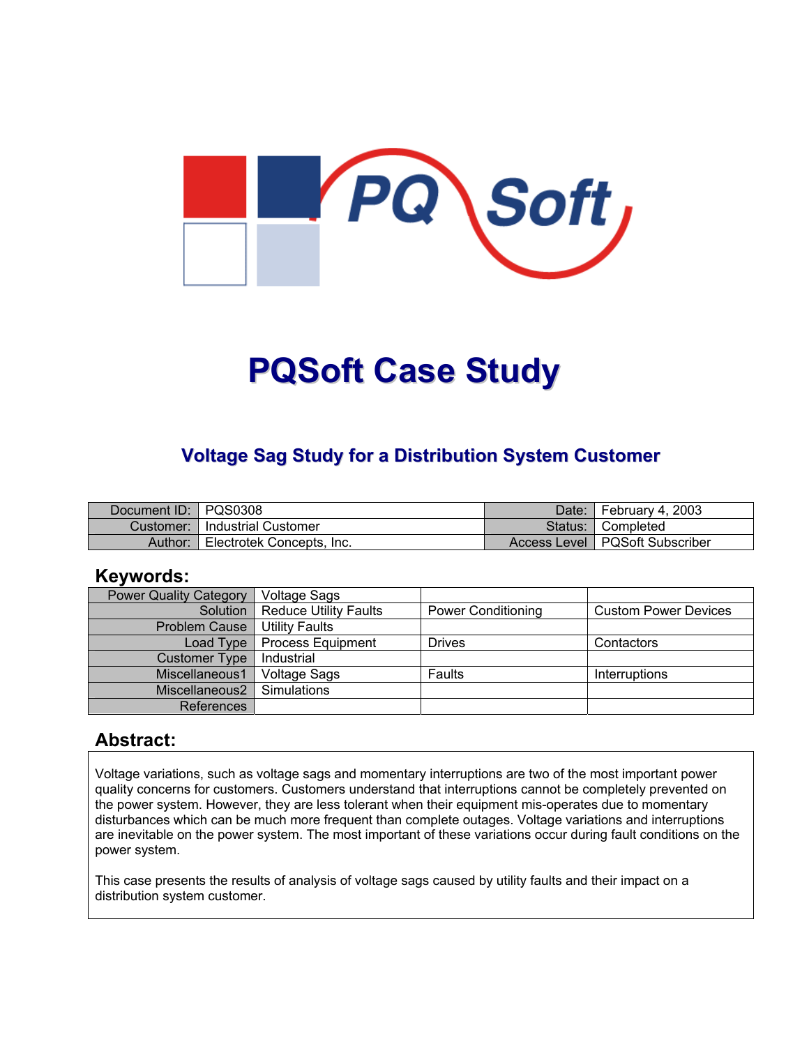# PQSoft Case Study

## Voltage Sag Study for a Distribution System Customer

| Document ID: | PQS0308 | Date: | February 4, 2003 |
|---|---|---|---|
| Customer: | Industrial Customer | Status: | Completed |
| Author: | Electrotek Concepts, Inc. | Access Level | PQSoft Subscriber |

## Keywords:

| Power Quality Category | Voltage Sags | | |
|---|---|---|---|
| Solution | Reduce Utility Faults | Power Conditioning | Custom Power Devices |
| Problem Cause | Utility Faults | | |
| Load Type | Process Equipment | Drives | Contactors |
| Customer Type | Industrial | | |
| Miscellaneous1 | Voltage Sags | Faults | Interruptions |
| Miscellaneous2 | Simulations | | |
| References | | | |

## Abstract:

Voltage variations, such as voltage sags and momentary interruptions are two of the most important power quality concerns for customers. Customers understand that interruptions cannot be completely prevented on the power system. However, they are less tolerant when their equipment mis-operates due to momentary disturbances which can be much more frequent than complete outages. Voltage variations and interruptions are inevitable on the power system. The most important of these variations occur during fault conditions on the power system.

This case presents the results of analysis of voltage sags caused by utility faults and their impact on a distribution system customer.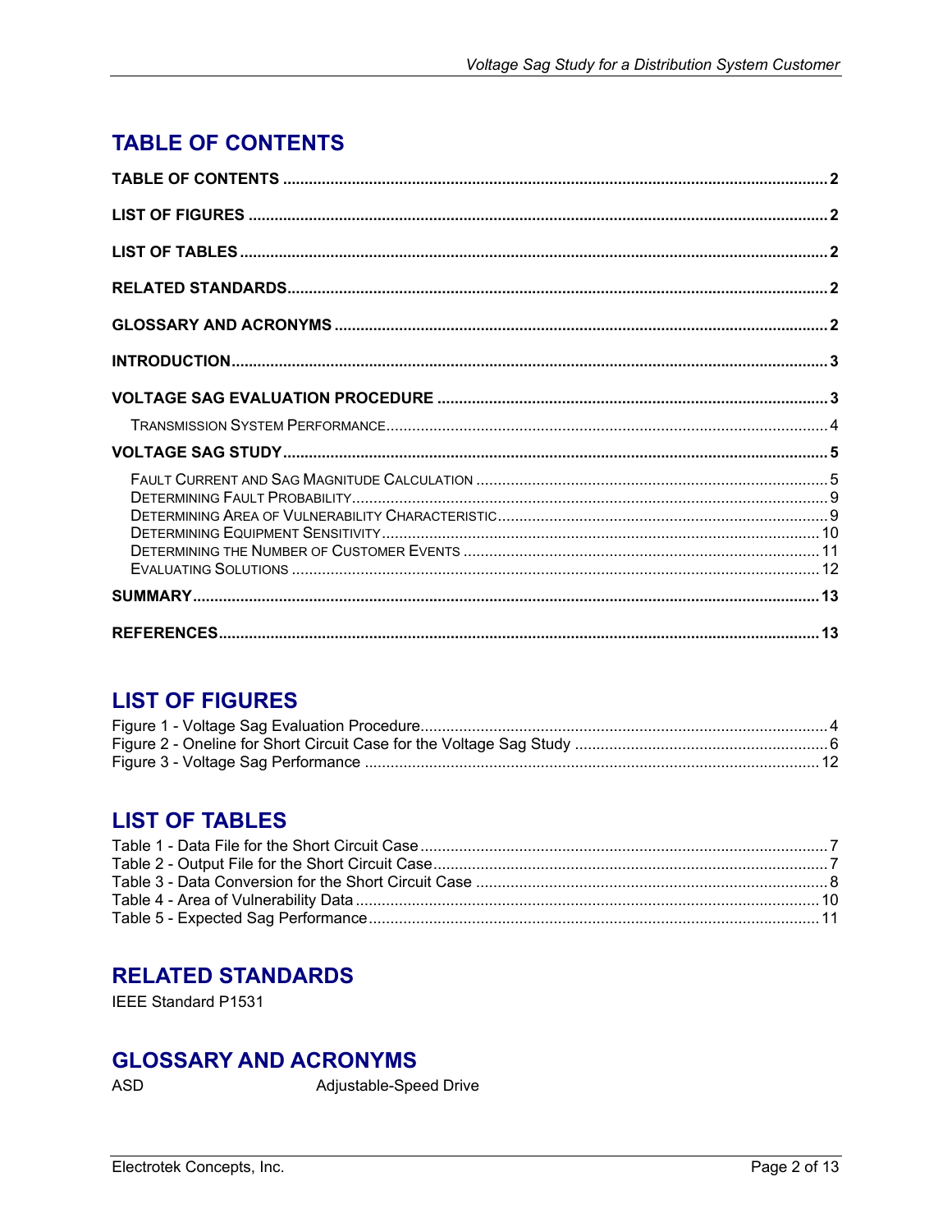## TABLE OF CONTENTS

TABLE OF CONTENTS ....... 2

LIST OF FIGURES ....... 2

LIST OF TABLES ....... 2

RELATED STANDARDS ....... 2

GLOSSARY AND ACRONYMS ....... 2

INTRODUCTION ....... 3

VOLTAGE SAG EVALUATION PROCEDURE ....... 3

- TRANSMISSION SYSTEM PERFORMANCE ....... 4

VOLTAGE SAG STUDY ....... 5

- FAULT CURRENT AND SAG MAGNITUDE CALCULATION ....... 5
- DETERMINING FAULT PROBABILITY ....... 9
- DETERMINING AREA OF VULNERABILITY CHARACTERISTIC ....... 9
- DETERMINING EQUIPMENT SENSITIVITY ....... 10
- DETERMINING THE NUMBER OF CUSTOMER EVENTS ....... 11
- EVALUATING SOLUTIONS ....... 12

SUMMARY ....... 13

REFERENCES ....... 13

## LIST OF FIGURES

Figure 1 - Voltage Sag Evaluation Procedure ....... 4
Figure 2 - Oneline for Short Circuit Case for the Voltage Sag Study ....... 6
Figure 3 - Voltage Sag Performance ....... 12

## LIST OF TABLES

Table 1 - Data File for the Short Circuit Case ....... 7
Table 2 - Output File for the Short Circuit Case ....... 7
Table 3 - Data Conversion for the Short Circuit Case ....... 8
Table 4 - Area of Vulnerability Data ....... 10
Table 5 - Expected Sag Performance ....... 11

## RELATED STANDARDS

IEEE Standard P1531

## GLOSSARY AND ACRONYMS

| | |
|---|---|
| ASD | Adjustable-Speed Drive |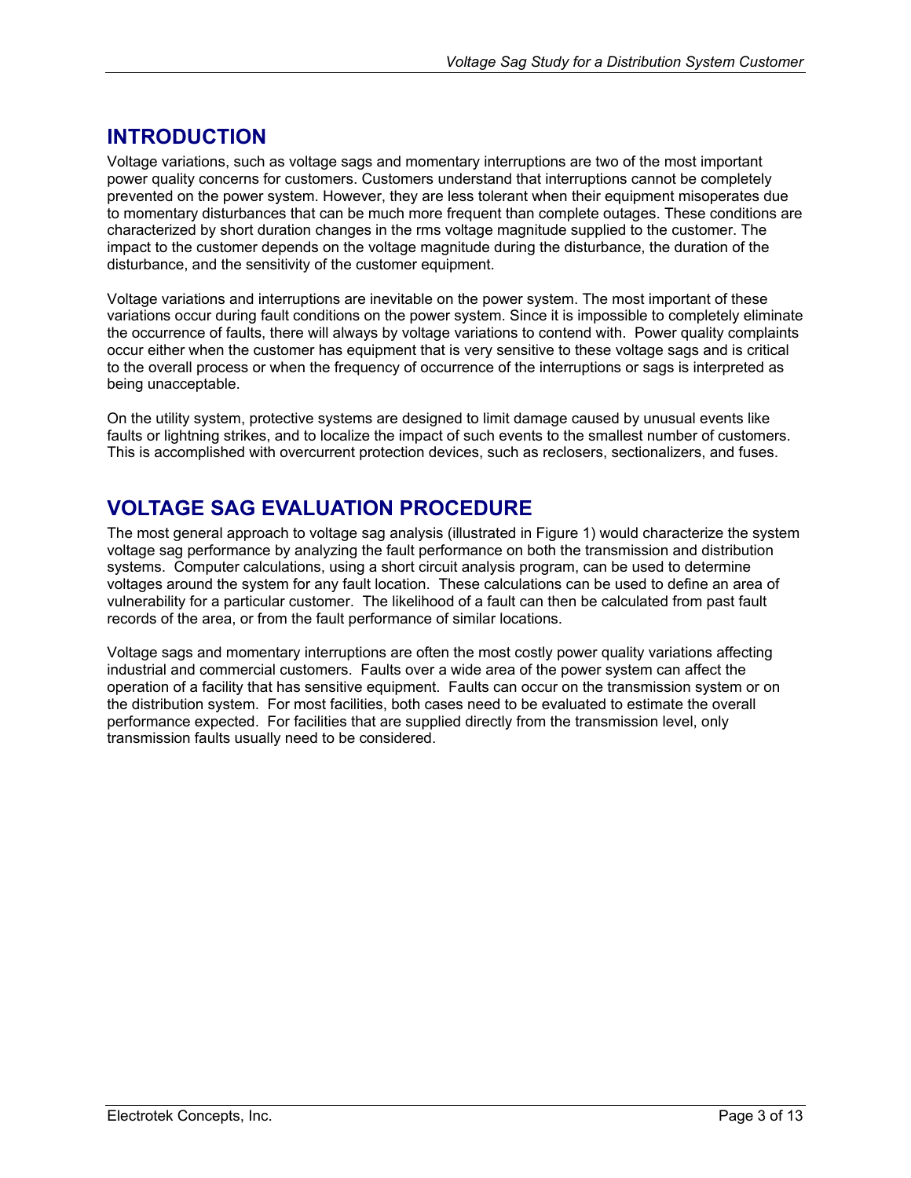## INTRODUCTION

Voltage variations, such as voltage sags and momentary interruptions are two of the most important power quality concerns for customers. Customers understand that interruptions cannot be completely prevented on the power system. However, they are less tolerant when their equipment misoperates due to momentary disturbances that can be much more frequent than complete outages. These conditions are characterized by short duration changes in the rms voltage magnitude supplied to the customer. The impact to the customer depends on the voltage magnitude during the disturbance, the duration of the disturbance, and the sensitivity of the customer equipment.

Voltage variations and interruptions are inevitable on the power system. The most important of these variations occur during fault conditions on the power system. Since it is impossible to completely eliminate the occurrence of faults, there will always by voltage variations to contend with. Power quality complaints occur either when the customer has equipment that is very sensitive to these voltage sags and is critical to the overall process or when the frequency of occurrence of the interruptions or sags is interpreted as being unacceptable.

On the utility system, protective systems are designed to limit damage caused by unusual events like faults or lightning strikes, and to localize the impact of such events to the smallest number of customers. This is accomplished with overcurrent protection devices, such as reclosers, sectionalizers, and fuses.

## VOLTAGE SAG EVALUATION PROCEDURE

The most general approach to voltage sag analysis (illustrated in Figure 1) would characterize the system voltage sag performance by analyzing the fault performance on both the transmission and distribution systems. Computer calculations, using a short circuit analysis program, can be used to determine voltages around the system for any fault location. These calculations can be used to define an area of vulnerability for a particular customer. The likelihood of a fault can then be calculated from past fault records of the area, or from the fault performance of similar locations.

Voltage sags and momentary interruptions are often the most costly power quality variations affecting industrial and commercial customers. Faults over a wide area of the power system can affect the operation of a facility that has sensitive equipment. Faults can occur on the transmission system or on the distribution system. For most facilities, both cases need to be evaluated to estimate the overall performance expected. For facilities that are supplied directly from the transmission level, only transmission faults usually need to be considered.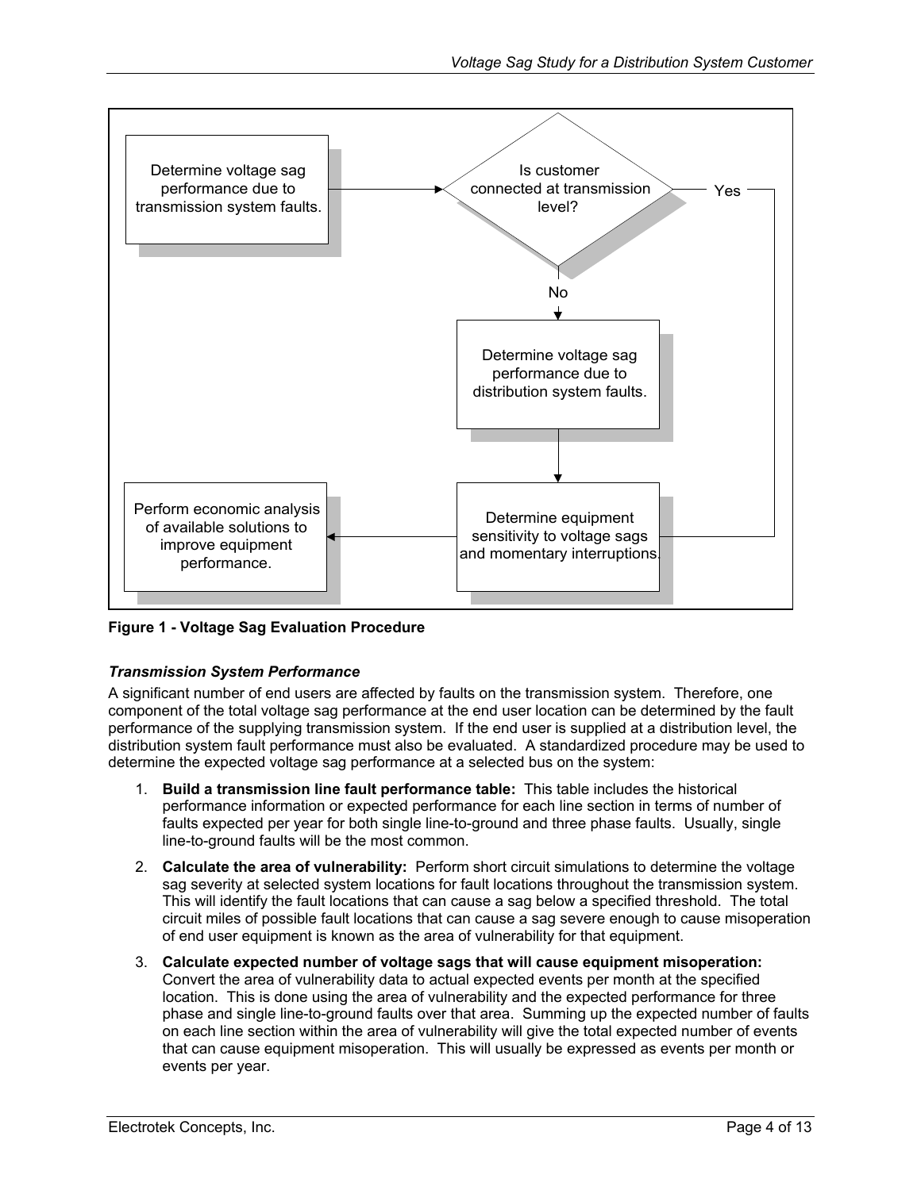Determine voltage sag performance due to transmission system faults.

Is customer connected at transmission level?

Yes

No

Determine voltage sag performance due to distribution system faults.

Determine equipment sensitivity to voltage sags and momentary interruptions.

Perform economic analysis of available solutions to improve equipment performance.

**Figure 1 - Voltage Sag Evaluation Procedure**

### *Transmission System Performance*

A significant number of end users are affected by faults on the transmission system. Therefore, one component of the total voltage sag performance at the end user location can be determined by the fault performance of the supplying transmission system. If the end user is supplied at a distribution level, the distribution system fault performance must also be evaluated. A standardized procedure may be used to determine the expected voltage sag performance at a selected bus on the system:

1. **Build a transmission line fault performance table:** This table includes the historical performance information or expected performance for each line section in terms of number of faults expected per year for both single line-to-ground and three phase faults. Usually, single line-to-ground faults will be the most common.

2. **Calculate the area of vulnerability:** Perform short circuit simulations to determine the voltage sag severity at selected system locations for fault locations throughout the transmission system. This will identify the fault locations that can cause a sag below a specified threshold. The total circuit miles of possible fault locations that can cause a sag severe enough to cause misoperation of end user equipment is known as the area of vulnerability for that equipment.

3. **Calculate expected number of voltage sags that will cause equipment misoperation:** Convert the area of vulnerability data to actual expected events per month at the specified location. This is done using the area of vulnerability and the expected performance for three phase and single line-to-ground faults over that area. Summing up the expected number of faults on each line section within the area of vulnerability will give the total expected number of events that can cause equipment misoperation. This will usually be expressed as events per month or events per year.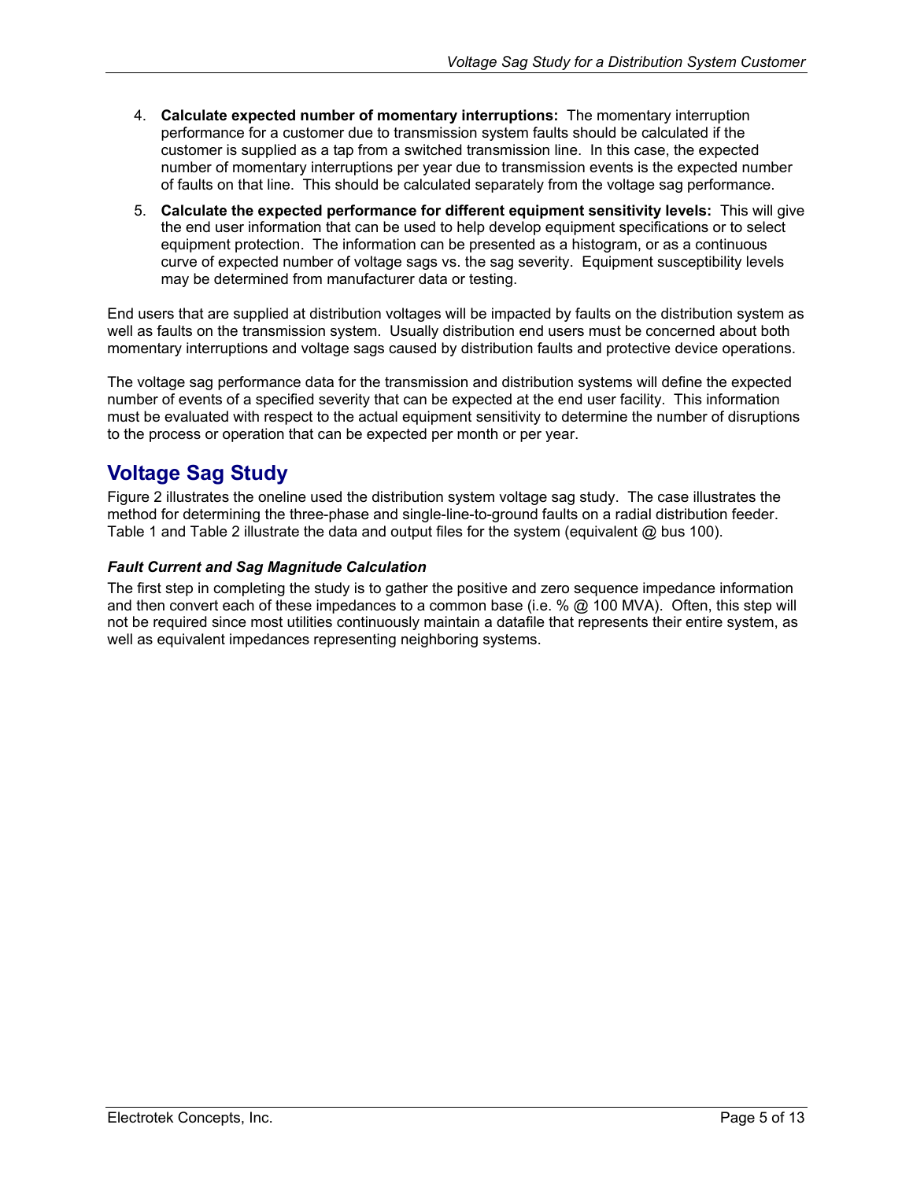4. **Calculate expected number of momentary interruptions:** The momentary interruption performance for a customer due to transmission system faults should be calculated if the customer is supplied as a tap from a switched transmission line. In this case, the expected number of momentary interruptions per year due to transmission events is the expected number of faults on that line. This should be calculated separately from the voltage sag performance.
5. **Calculate the expected performance for different equipment sensitivity levels:** This will give the end user information that can be used to help develop equipment specifications or to select equipment protection. The information can be presented as a histogram, or as a continuous curve of expected number of voltage sags vs. the sag severity. Equipment susceptibility levels may be determined from manufacturer data or testing.

End users that are supplied at distribution voltages will be impacted by faults on the distribution system as well as faults on the transmission system. Usually distribution end users must be concerned about both momentary interruptions and voltage sags caused by distribution faults and protective device operations.

The voltage sag performance data for the transmission and distribution systems will define the expected number of events of a specified severity that can be expected at the end user facility. This information must be evaluated with respect to the actual equipment sensitivity to determine the number of disruptions to the process or operation that can be expected per month or per year.

## Voltage Sag Study

Figure 2 illustrates the oneline used the distribution system voltage sag study. The case illustrates the method for determining the three-phase and single-line-to-ground faults on a radial distribution feeder. Table 1 and Table 2 illustrate the data and output files for the system (equivalent @ bus 100).

### *Fault Current and Sag Magnitude Calculation*

The first step in completing the study is to gather the positive and zero sequence impedance information and then convert each of these impedances to a common base (i.e. % @ 100 MVA). Often, this step will not be required since most utilities continuously maintain a datafile that represents their entire system, as well as equivalent impedances representing neighboring systems.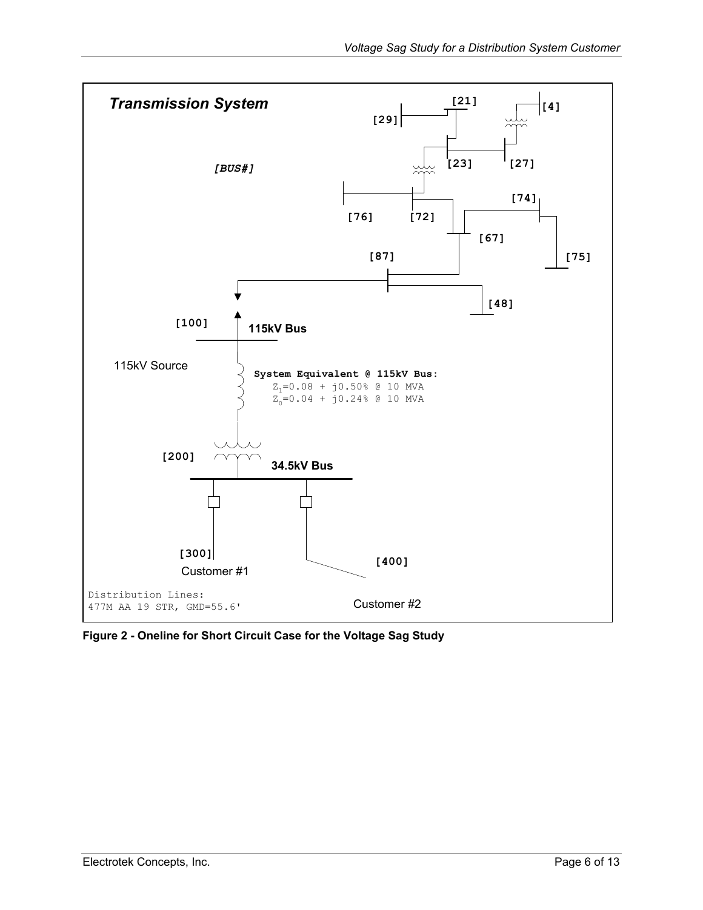**Transmission System**

*[BUS#]*

[21] [4] [29] [23] [27] [76] [72] [74] [67] [87] [75] [48]

[100] **115kV Bus**

115kV Source

**System Equivalent @ 115kV Bus:**

$Z_1$=0.08 + j0.50% @ 10 MVA

$Z_0$=0.04 + j0.24% @ 10 MVA

[200] **34.5kV Bus**

[300] Customer #1

[400] Customer #2

Distribution Lines:
477M AA 19 STR, GMD=55.6'

**Figure 2 - Oneline for Short Circuit Case for the Voltage Sag Study**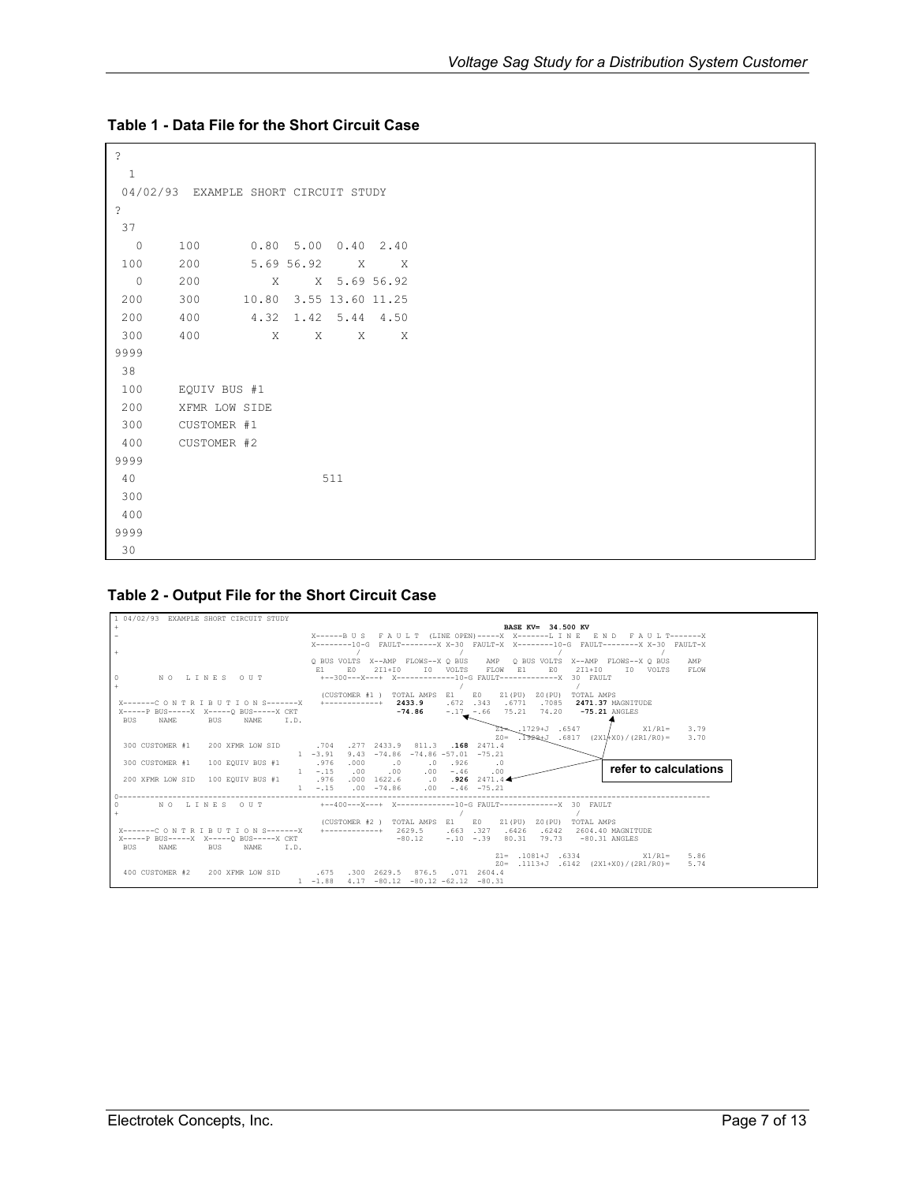**Table 1 - Data File for the Short Circuit Case**

```
?
  1
 04/02/93  EXAMPLE SHORT CIRCUIT STUDY
?
 37
   0     100       0.80  5.00  0.40  2.40
 100     200       5.69 56.92     X     X
   0     200          X     X  5.69 56.92
 200     300      10.80  3.55 13.60 11.25
 200     400       4.32  1.42  5.44  4.50
 300     400          X     X     X     X
9999
 38
 100     EQUIV BUS #1
 200     XFMR LOW SIDE
 300     CUSTOMER #1
 400     CUSTOMER #2
9999
 40                         511
 300
 400
9999
 30
```

**Table 2 - Output File for the Short Circuit Case**

```
1 04/02/93  EXAMPLE SHORT CIRCUIT STUDY
+                                                                        BASE KV=  34.500 KV
-                                              X------B U S   F A U L T  (LINE OPEN)-----X  X-------L I N E   E N D   F A U L T-------X
                                               X--------10-G  FAULT--------X X-30  FAULT-X  X--------10-G  FAULT--------X X-30  FAULT-X
+                                                     /                      /                    /                      /
                                               Q BUS VOLTS  X--AMP  FLOWS--X Q BUS    AMP   Q BUS VOLTS  X--AMP  FLOWS--X Q BUS    AMP
                                                E1     E0    2I1+I0    I0  VOLTS    FLOW   E1     E0    2I1+I0    I0  VOLTS    FLOW
0        N O   L I N E S   O U T                 +--300---X---+  X-------------10-G FAULT-------------X  30  FAULT
+                                                                            /                    /
                                                 (CUSTOMER #1 )  TOTAL AMPS  E1     E0    Z1(PU)  Z0(PU)  TOTAL AMPS
 X-------C O N T R I B U T I O N S-------X     +------------+    2433.9    .672  .343   .6771   .7085   2471.37 MAGNITUDE
 X-----P BUS-----X  X-----Q BUS-----X CKT                        -74.86    -.17  -.66   75.21   74.20    -75.21 ANGLES
  BUS     NAME       BUS    NAME     I.D.
                                                                                   Z1=  .1729+J  .6547              X1/R1=    3.79
                                                                                   Z0=  .1929+J  .6817  (2X1+X0)/(2R1/R0)=    3.70
  300 CUSTOMER #1    200 XFMR LOW SID        .704   .277  2433.9   811.3   .168  2471.4
                                        1  -3.91   9.43  -74.86  -74.86 -57.01  -75.21
  300 CUSTOMER #1    100 EQUIV BUS #1        .976   .000      .0      .0   .926      .0
                                        1   -.15    .00     .00     .00   -.46     .00
  200 XFMR LOW SID   100 EQUIV BUS #1        .976   .000  1622.6      .0   .926  2471.4
                                        1   -.15    .00  -74.86     .00   -.46  -75.21
0--------------------------------------------------------------------------------------------------------------------------------
0        N O   L I N E S   O U T                 +--400---X---+  X-------------10-G FAULT-------------X  30  FAULT
+                                                                            /                    /
                                                 (CUSTOMER #2 )  TOTAL AMPS  E1     E0    Z1(PU)  Z0(PU)  TOTAL AMPS
 X-------C O N T R I B U T I O N S-------X     +------------+    2629.5    .663  .327   .6426   .6242   2604.40 MAGNITUDE
 X-----P BUS-----X  X-----Q BUS-----X CKT                        -80.12    -.10  -.39   80.31   79.73    -80.31 ANGLES
  BUS     NAME       BUS    NAME     I.D.
                                                                                   Z1=  .1081+J  .6334              X1/R1=    5.86
                                                                                   Z0=  .1113+J  .6142  (2X1+X0)/(2R1/R0)=    5.74
  400 CUSTOMER #2    200 XFMR LOW SID        .675   .300  2629.5   876.5   .071  2604.4
                                        1  -1.88   4.17  -80.12  -80.12 -62.12  -80.31
```

refer to calculations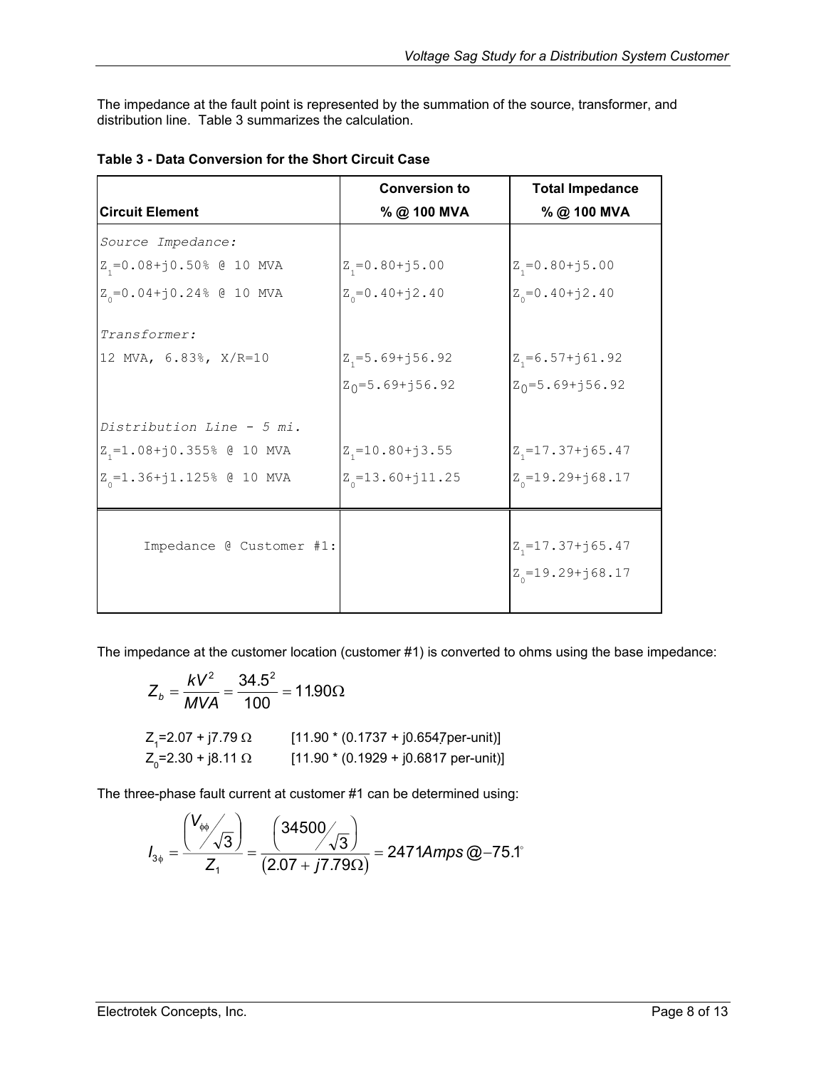The impedance at the fault point is represented by the summation of the source, transformer, and distribution line. Table 3 summarizes the calculation.

**Table 3 - Data Conversion for the Short Circuit Case**

| Circuit Element | Conversion to % @ 100 MVA | Total Impedance % @ 100 MVA |
|---|---|---|
| *Source Impedance:* | | |
| $Z_1$=0.08+j0.50% @ 10 MVA | $Z_1$=0.80+j5.00 | $Z_1$=0.80+j5.00 |
| $Z_0$=0.04+j0.24% @ 10 MVA | $Z_0$=0.40+j2.40 | $Z_0$=0.40+j2.40 |
| *Transformer:* | | |
| 12 MVA, 6.83%, X/R=10 | $Z_1$=5.69+j56.92 | $Z_1$=6.57+j61.92 |
| | $Z_0$=5.69+j56.92 | $Z_0$=5.69+j56.92 |
| *Distribution Line - 5 mi.* | | |
| $Z_1$=1.08+j0.355% @ 10 MVA | $Z_1$=10.80+j3.55 | $Z_1$=17.37+j65.47 |
| $Z_0$=1.36+j1.125% @ 10 MVA | $Z_0$=13.60+j11.25 | $Z_0$=19.29+j68.17 |
| Impedance @ Customer #1: | | $Z_1$=17.37+j65.47<br>$Z_0$=19.29+j68.17 |

The impedance at the customer location (customer #1) is converted to ohms using the base impedance:

$$Z_b = \frac{kV^2}{MVA} = \frac{34.5^2}{100} = 11.90\Omega$$

$Z_1$=2.07 + j7.79 $\Omega$ [11.90 * (0.1737 + j0.6547 per-unit)]
$Z_0$=2.30 + j8.11 $\Omega$ [11.90 * (0.1929 + j0.6817 per-unit)]

The three-phase fault current at customer #1 can be determined using:

$$I_{3\phi} = \frac{\left(V_{\phi\phi}/\sqrt{3}\right)}{Z_1} = \frac{\left(34500/\sqrt{3}\right)}{(2.07 + j7.79\Omega)} = 2471 Amps @ -75.1^{\circ}$$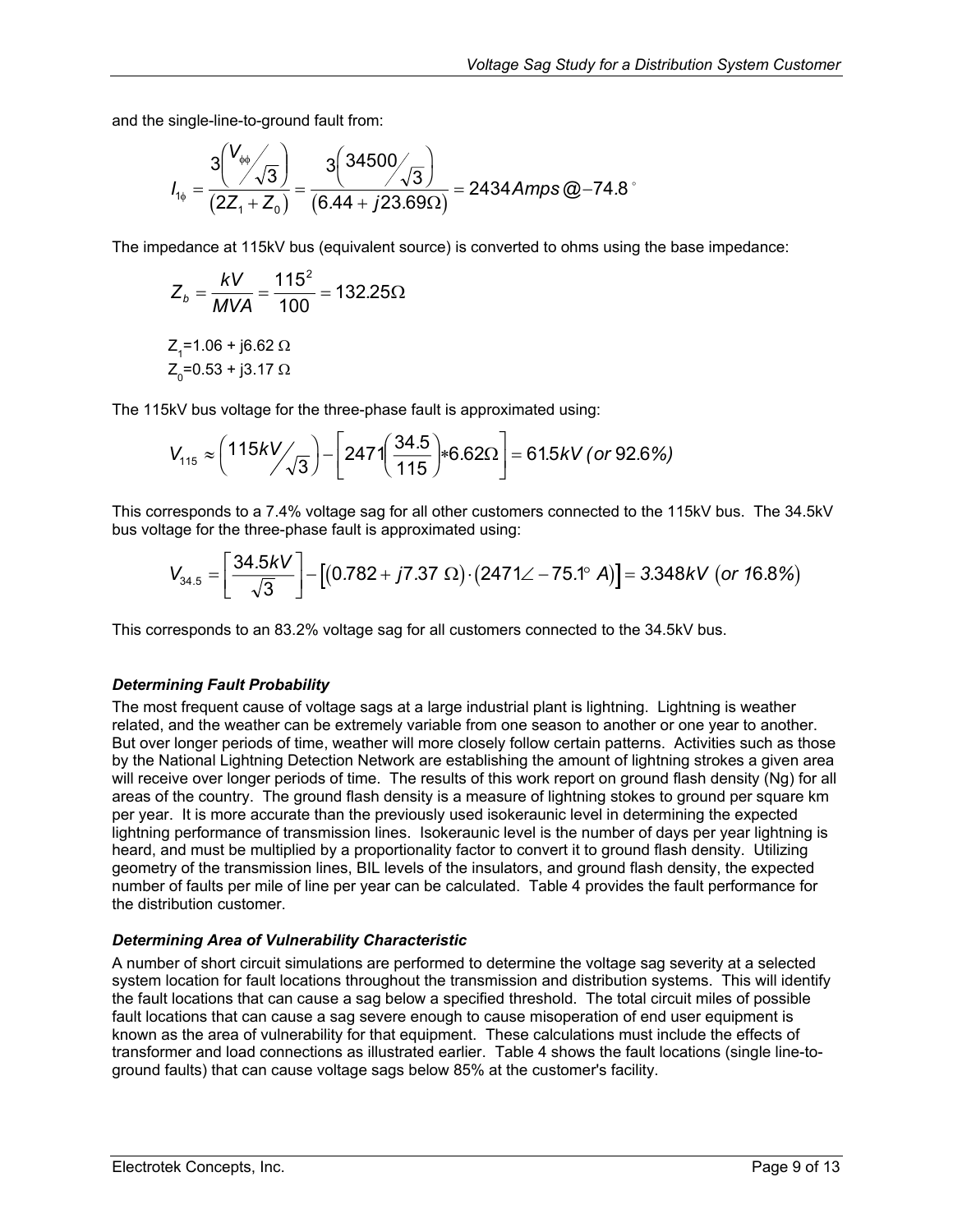and the single-line-to-ground fault from:

$$I_{1\phi} = \frac{3\left(V_{\phi\phi}/\sqrt{3}\right)}{\left(2Z_1 + Z_0\right)} = \frac{3\left(34500/\sqrt{3}\right)}{\left(6.44 + j23.69\Omega\right)} = 2434 Amps @ -74.8^\circ$$

The impedance at 115kV bus (equivalent source) is converted to ohms using the base impedance:

$$Z_b = \frac{kV}{MVA} = \frac{115^2}{100} = 132.25\Omega$$

$Z_1$=1.06 + j6.62 Ω
$Z_0$=0.53 + j3.17 Ω

The 115kV bus voltage for the three-phase fault is approximated using:

$$V_{115} \approx \left(115kV/\sqrt{3}\right) - \left[2471\left(\frac{34.5}{115}\right)*6.62\Omega\right] = 61.5kV\ (or\ 92.6\%)$$

This corresponds to a 7.4% voltage sag for all other customers connected to the 115kV bus. The 34.5kV bus voltage for the three-phase fault is approximated using:

$$V_{34.5} = \left[\frac{34.5kV}{\sqrt{3}}\right] - \left[\left(0.782 + j7.37\ \Omega\right)\cdot\left(2471\angle -75.1^\circ\ A\right)\right] = 3.348kV\ \left(or\ 16.8\%\right)$$

This corresponds to an 83.2% voltage sag for all customers connected to the 34.5kV bus.

### *Determining Fault Probability*

The most frequent cause of voltage sags at a large industrial plant is lightning. Lightning is weather related, and the weather can be extremely variable from one season to another or one year to another. But over longer periods of time, weather will more closely follow certain patterns. Activities such as those by the National Lightning Detection Network are establishing the amount of lightning strokes a given area will receive over longer periods of time. The results of this work report on ground flash density (Ng) for all areas of the country. The ground flash density is a measure of lightning stokes to ground per square km per year. It is more accurate than the previously used isokeraunic level in determining the expected lightning performance of transmission lines. Isokeraunic level is the number of days per year lightning is heard, and must be multiplied by a proportionality factor to convert it to ground flash density. Utilizing geometry of the transmission lines, BIL levels of the insulators, and ground flash density, the expected number of faults per mile of line per year can be calculated. Table 4 provides the fault performance for the distribution customer.

### *Determining Area of Vulnerability Characteristic*

A number of short circuit simulations are performed to determine the voltage sag severity at a selected system location for fault locations throughout the transmission and distribution systems. This will identify the fault locations that can cause a sag below a specified threshold. The total circuit miles of possible fault locations that can cause a sag severe enough to cause misoperation of end user equipment is known as the area of vulnerability for that equipment. These calculations must include the effects of transformer and load connections as illustrated earlier. Table 4 shows the fault locations (single line-to-ground faults) that can cause voltage sags below 85% at the customer's facility.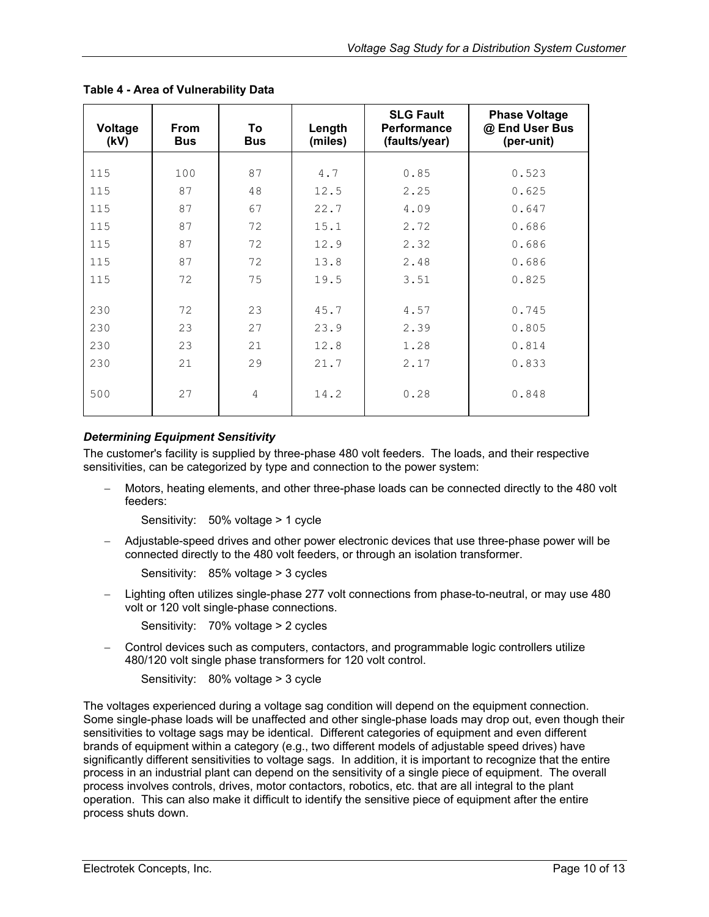**Table 4 - Area of Vulnerability Data**

| Voltage (kV) | From Bus | To Bus | Length (miles) | SLG Fault Performance (faults/year) | Phase Voltage @ End User Bus (per-unit) |
|---|---|---|---|---|---|
| 115 | 100 | 87 | 4.7 | 0.85 | 0.523 |
| 115 | 87 | 48 | 12.5 | 2.25 | 0.625 |
| 115 | 87 | 67 | 22.7 | 4.09 | 0.647 |
| 115 | 87 | 72 | 15.1 | 2.72 | 0.686 |
| 115 | 87 | 72 | 12.9 | 2.32 | 0.686 |
| 115 | 87 | 72 | 13.8 | 2.48 | 0.686 |
| 115 | 72 | 75 | 19.5 | 3.51 | 0.825 |
| 230 | 72 | 23 | 45.7 | 4.57 | 0.745 |
| 230 | 23 | 27 | 23.9 | 2.39 | 0.805 |
| 230 | 23 | 21 | 12.8 | 1.28 | 0.814 |
| 230 | 21 | 29 | 21.7 | 2.17 | 0.833 |
| 500 | 27 | 4 | 14.2 | 0.28 | 0.848 |

### *Determining Equipment Sensitivity*

The customer's facility is supplied by three-phase 480 volt feeders. The loads, and their respective sensitivities, can be categorized by type and connection to the power system:

- Motors, heating elements, and other three-phase loads can be connected directly to the 480 volt feeders:

  Sensitivity: 50% voltage > 1 cycle

- Adjustable-speed drives and other power electronic devices that use three-phase power will be connected directly to the 480 volt feeders, or through an isolation transformer.

  Sensitivity: 85% voltage > 3 cycles

- Lighting often utilizes single-phase 277 volt connections from phase-to-neutral, or may use 480 volt or 120 volt single-phase connections.

  Sensitivity: 70% voltage > 2 cycles

- Control devices such as computers, contactors, and programmable logic controllers utilize 480/120 volt single phase transformers for 120 volt control.

  Sensitivity: 80% voltage > 3 cycle

The voltages experienced during a voltage sag condition will depend on the equipment connection. Some single-phase loads will be unaffected and other single-phase loads may drop out, even though their sensitivities to voltage sags may be identical. Different categories of equipment and even different brands of equipment within a category (e.g., two different models of adjustable speed drives) have significantly different sensitivities to voltage sags. In addition, it is important to recognize that the entire process in an industrial plant can depend on the sensitivity of a single piece of equipment. The overall process involves controls, drives, motor contactors, robotics, etc. that are all integral to the plant operation. This can also make it difficult to identify the sensitive piece of equipment after the entire process shuts down.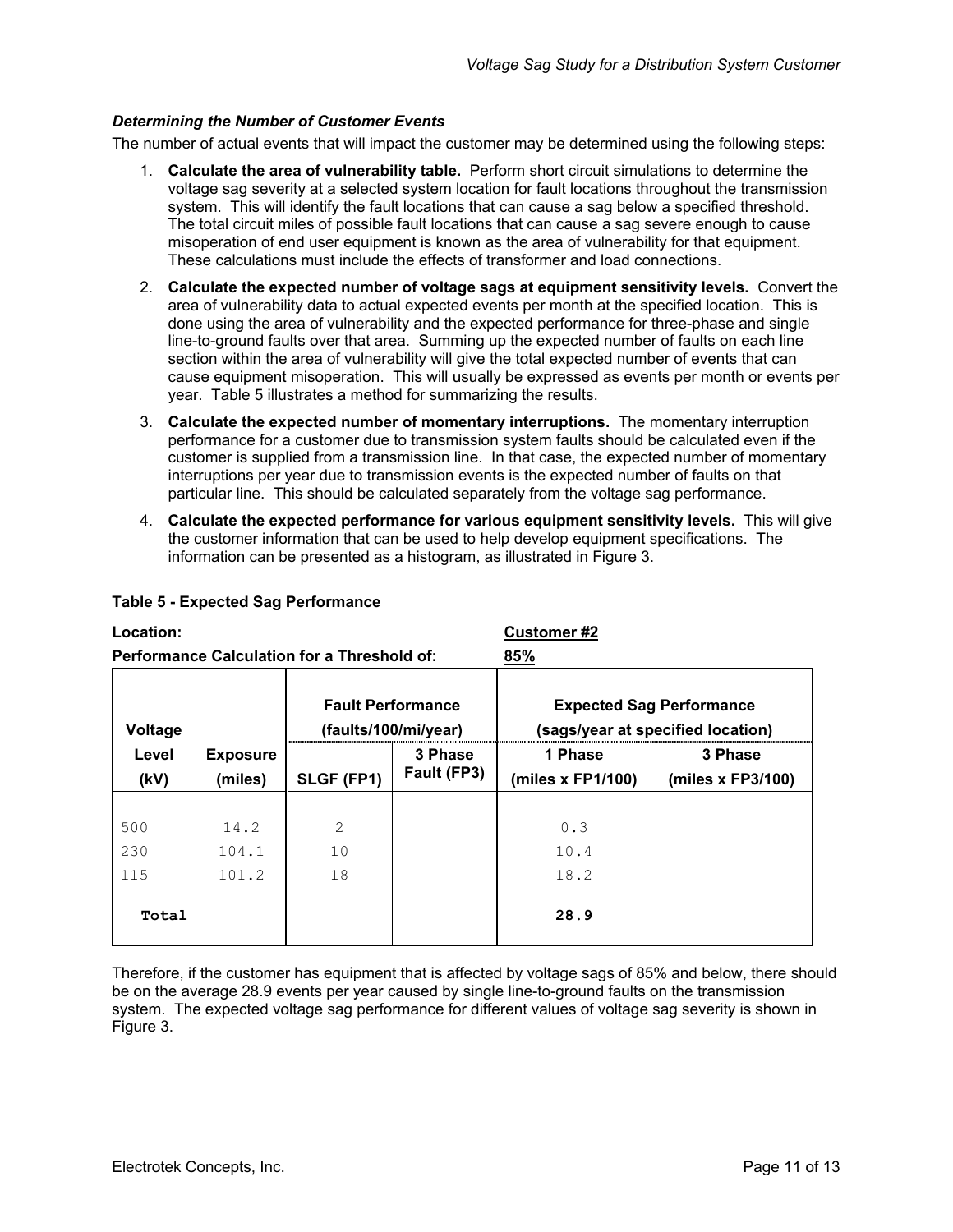### *Determining the Number of Customer Events*

The number of actual events that will impact the customer may be determined using the following steps:

1. **Calculate the area of vulnerability table.** Perform short circuit simulations to determine the voltage sag severity at a selected system location for fault locations throughout the transmission system. This will identify the fault locations that can cause a sag below a specified threshold. The total circuit miles of possible fault locations that can cause a sag severe enough to cause misoperation of end user equipment is known as the area of vulnerability for that equipment. These calculations must include the effects of transformer and load connections.
2. **Calculate the expected number of voltage sags at equipment sensitivity levels.** Convert the area of vulnerability data to actual expected events per month at the specified location. This is done using the area of vulnerability and the expected performance for three-phase and single line-to-ground faults over that area. Summing up the expected number of faults on each line section within the area of vulnerability will give the total expected number of events that can cause equipment misoperation. This will usually be expressed as events per month or events per year. Table 5 illustrates a method for summarizing the results.
3. **Calculate the expected number of momentary interruptions.** The momentary interruption performance for a customer due to transmission system faults should be calculated even if the customer is supplied from a transmission line. In that case, the expected number of momentary interruptions per year due to transmission events is the expected number of faults on that particular line. This should be calculated separately from the voltage sag performance.
4. **Calculate the expected performance for various equipment sensitivity levels.** This will give the customer information that can be used to help develop equipment specifications. The information can be presented as a histogram, as illustrated in Figure 3.

**Table 5 - Expected Sag Performance**

**Location:** **Customer #2**

**Performance Calculation for a Threshold of:** **85%**

| Voltage Level (kV) | Exposure (miles) | Fault Performance (faults/100/mi/year) | | Expected Sag Performance (sags/year at specified location) | |
|---|---|---|---|---|---|
| | | SLGF (FP1) | 3 Phase Fault (FP3) | 1 Phase (miles x FP1/100) | 3 Phase (miles x FP3/100) |
| 500 | 14.2 | 2 | | 0.3 | |
| 230 | 104.1 | 10 | | 10.4 | |
| 115 | 101.2 | 18 | | 18.2 | |
| **Total** | | | | **28.9** | |

Therefore, if the customer has equipment that is affected by voltage sags of 85% and below, there should be on the average 28.9 events per year caused by single line-to-ground faults on the transmission system. The expected voltage sag performance for different values of voltage sag severity is shown in Figure 3.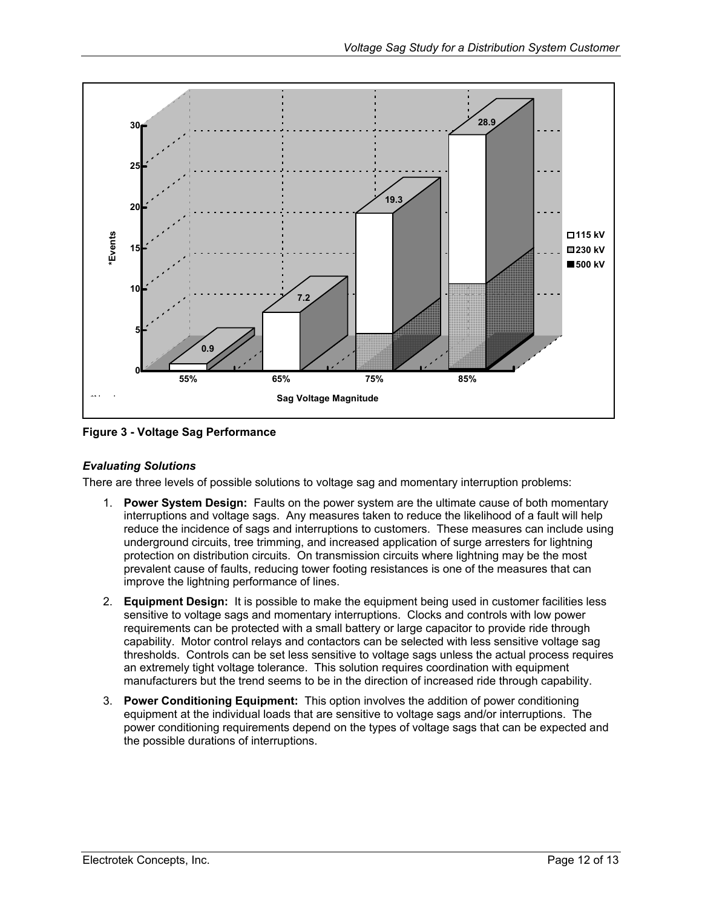Figure 3 - Voltage Sag Performance

### *Evaluating Solutions*

There are three levels of possible solutions to voltage sag and momentary interruption problems:

1. **Power System Design:** Faults on the power system are the ultimate cause of both momentary interruptions and voltage sags. Any measures taken to reduce the likelihood of a fault will help reduce the incidence of sags and interruptions to customers. These measures can include using underground circuits, tree trimming, and increased application of surge arresters for lightning protection on distribution circuits. On transmission circuits where lightning may be the most prevalent cause of faults, reducing tower footing resistances is one of the measures that can improve the lightning performance of lines.

2. **Equipment Design:** It is possible to make the equipment being used in customer facilities less sensitive to voltage sags and momentary interruptions. Clocks and controls with low power requirements can be protected with a small battery or large capacitor to provide ride through capability. Motor control relays and contactors can be selected with less sensitive voltage sag thresholds. Controls can be set less sensitive to voltage sags unless the actual process requires an extremely tight voltage tolerance. This solution requires coordination with equipment manufacturers but the trend seems to be in the direction of increased ride through capability.

3. **Power Conditioning Equipment:** This option involves the addition of power conditioning equipment at the individual loads that are sensitive to voltage sags and/or interruptions. The power conditioning requirements depend on the types of voltage sags that can be expected and the possible durations of interruptions.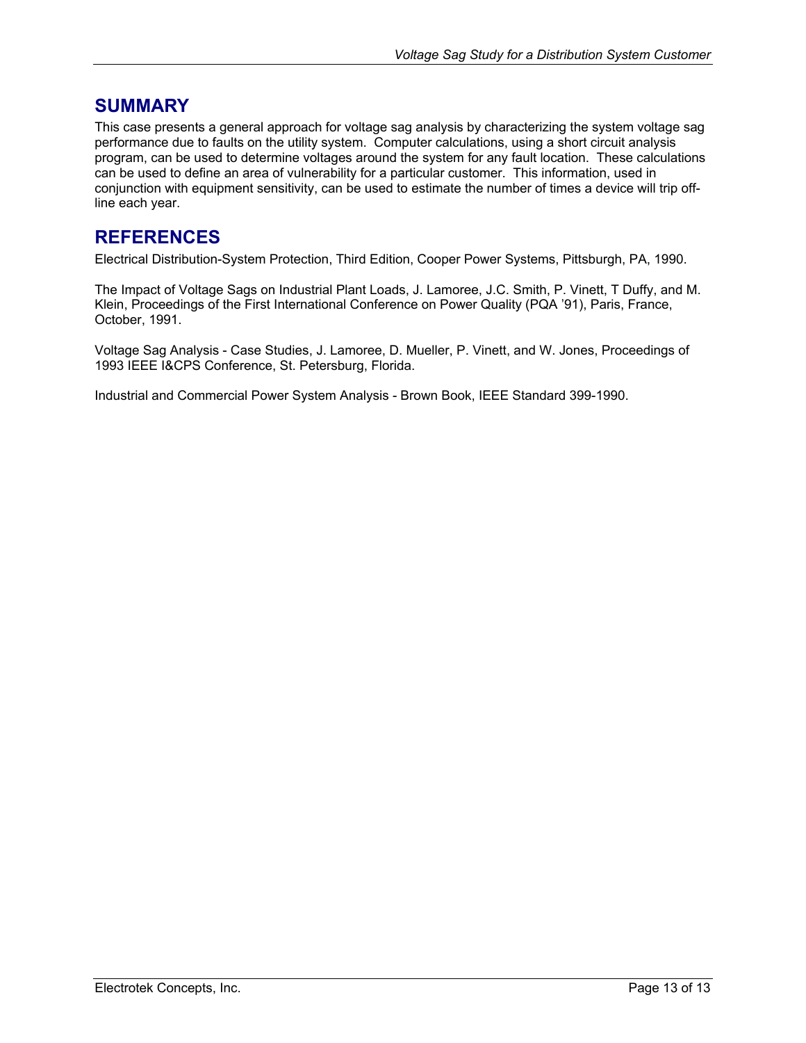## SUMMARY

This case presents a general approach for voltage sag analysis by characterizing the system voltage sag performance due to faults on the utility system. Computer calculations, using a short circuit analysis program, can be used to determine voltages around the system for any fault location. These calculations can be used to define an area of vulnerability for a particular customer. This information, used in conjunction with equipment sensitivity, can be used to estimate the number of times a device will trip off-line each year.

## REFERENCES

Electrical Distribution-System Protection, Third Edition, Cooper Power Systems, Pittsburgh, PA, 1990.

The Impact of Voltage Sags on Industrial Plant Loads, J. Lamoree, J.C. Smith, P. Vinett, T Duffy, and M. Klein, Proceedings of the First International Conference on Power Quality (PQA '91), Paris, France, October, 1991.

Voltage Sag Analysis - Case Studies, J. Lamoree, D. Mueller, P. Vinett, and W. Jones, Proceedings of 1993 IEEE I&CPS Conference, St. Petersburg, Florida.

Industrial and Commercial Power System Analysis - Brown Book, IEEE Standard 399-1990.